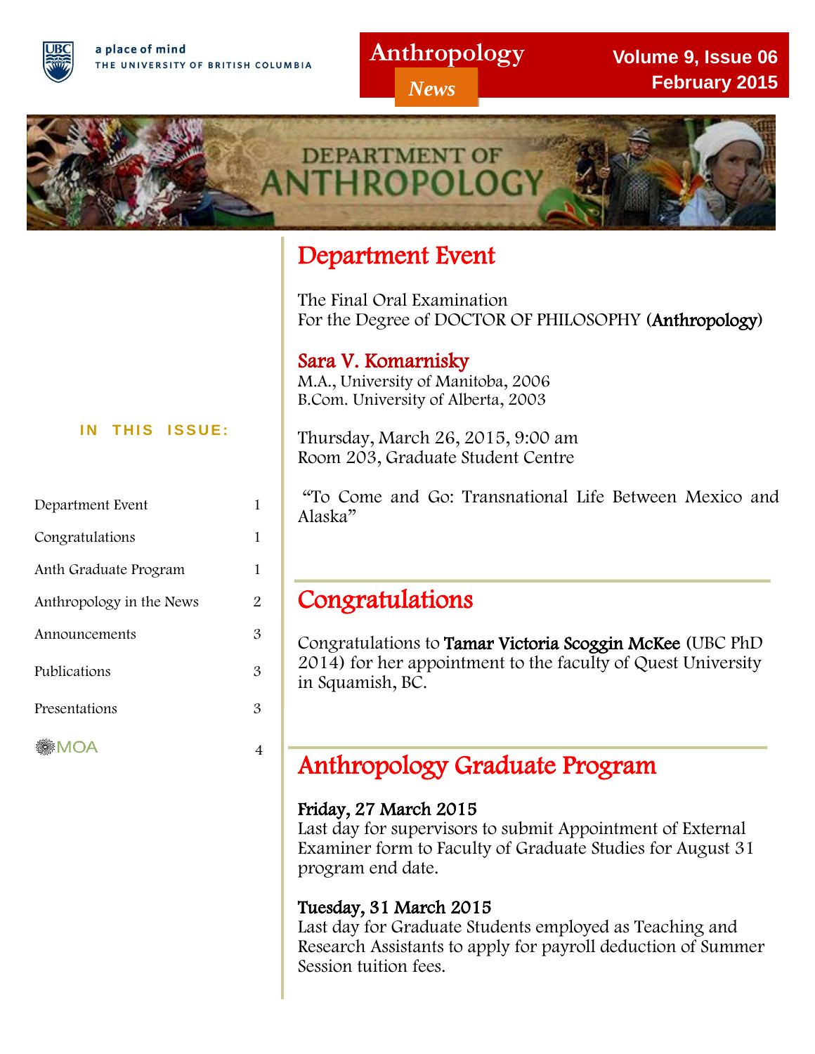a place of mind
THE UNIVERSITY OF BRITISH COLUMBIA

# Anthropology *News*

**Volume 9, Issue 06**
**February 2015**

DEPARTMENT OF ANTHROPOLOGY

**IN THIS ISSUE:**

| | |
|---|---|
| Department Event | 1 |
| Congratulations | 1 |
| Anth Graduate Program | 1 |
| Anthropology in the News | 2 |
| Announcements | 3 |
| Publications | 3 |
| Presentations | 3 |
| MOA | 4 |

## Department Event

The Final Oral Examination
For the Degree of DOCTOR OF PHILOSOPHY (**Anthropology**)

**Sara V. Komarnisky**
M.A., University of Manitoba, 2006
B.Com. University of Alberta, 2003

Thursday, March 26, 2015, 9:00 am
Room 203, Graduate Student Centre

"To Come and Go: Transnational Life Between Mexico and Alaska"

## Congratulations

Congratulations to **Tamar Victoria Scoggin McKee** (UBC PhD 2014) for her appointment to the faculty of Quest University in Squamish, BC.

## Anthropology Graduate Program

**Friday, 27 March 2015**
Last day for supervisors to submit Appointment of External Examiner form to Faculty of Graduate Studies for August 31 program end date.

**Tuesday, 31 March 2015**
Last day for Graduate Students employed as Teaching and Research Assistants to apply for payroll deduction of Summer Session tuition fees.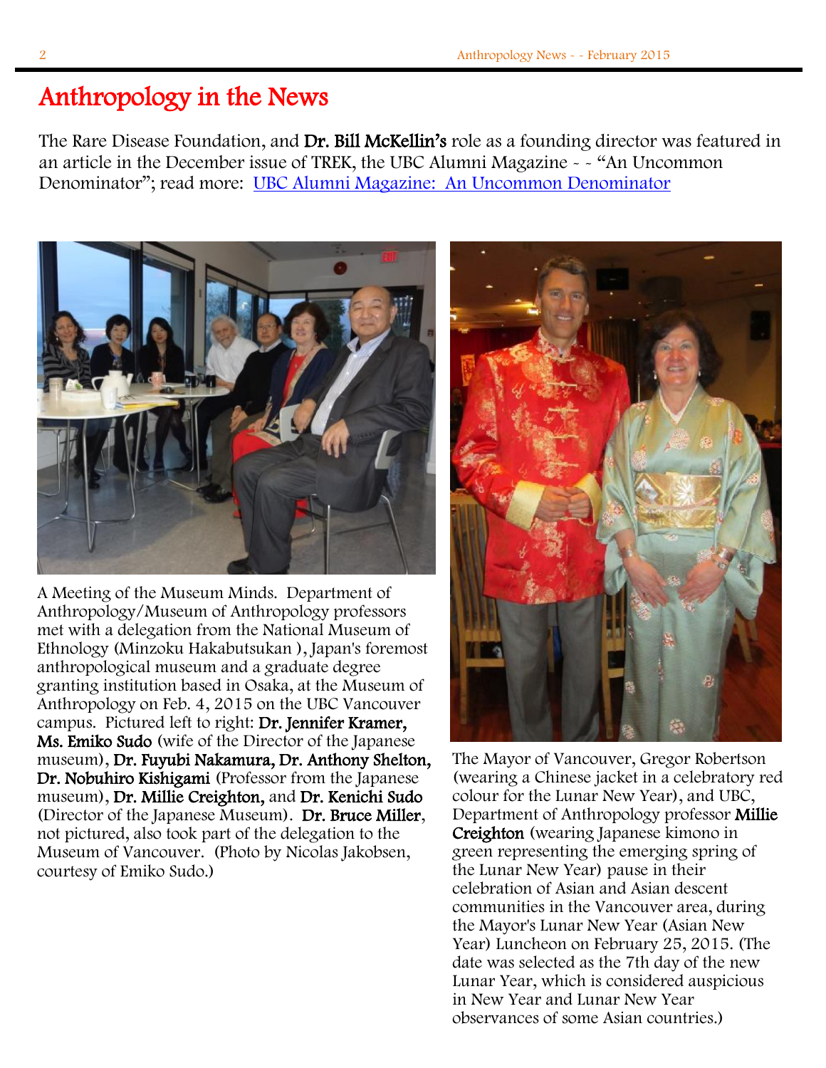# Anthropology in the News

The Rare Disease Foundation, and **Dr. Bill McKellin's** role as a founding director was featured in an article in the December issue of TREK, the UBC Alumni Magazine - - "An Uncommon Denominator"; read more: [UBC Alumni Magazine: An Uncommon Denominator]()

A Meeting of the Museum Minds. Department of Anthropology/Museum of Anthropology professors met with a delegation from the National Museum of Ethnology (Minzoku Hakabutsukan ), Japan's foremost anthropological museum and a graduate degree granting institution based in Osaka, at the Museum of Anthropology on Feb. 4, 2015 on the UBC Vancouver campus. Pictured left to right: **Dr. Jennifer Kramer, Ms. Emiko Sudo** (wife of the Director of the Japanese museum), **Dr. Fuyubi Nakamura, Dr. Anthony Shelton, Dr. Nobuhiro Kishigami** (Professor from the Japanese museum), **Dr. Millie Creighton,** and **Dr. Kenichi Sudo** (Director of the Japanese Museum). **Dr. Bruce Miller**, not pictured, also took part of the delegation to the Museum of Vancouver. (Photo by Nicolas Jakobsen, courtesy of Emiko Sudo.)

The Mayor of Vancouver, Gregor Robertson (wearing a Chinese jacket in a celebratory red colour for the Lunar New Year), and UBC, Department of Anthropology professor **Millie Creighton** (wearing Japanese kimono in green representing the emerging spring of the Lunar New Year) pause in their celebration of Asian and Asian descent communities in the Vancouver area, during the Mayor's Lunar New Year (Asian New Year) Luncheon on February 25, 2015. (The date was selected as the 7th day of the new Lunar Year, which is considered auspicious in New Year and Lunar New Year observances of some Asian countries.)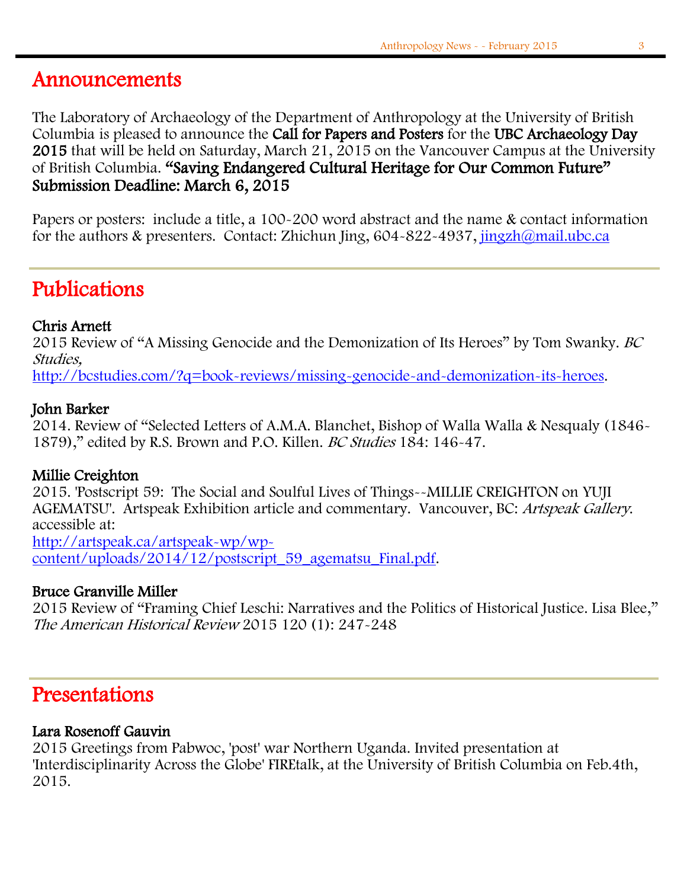## Announcements

The Laboratory of Archaeology of the Department of Anthropology at the University of British Columbia is pleased to announce the **Call for Papers and Posters** for the **UBC Archaeology Day 2015** that will be held on Saturday, March 21, 2015 on the Vancouver Campus at the University of British Columbia. **"Saving Endangered Cultural Heritage for Our Common Future" Submission Deadline: March 6, 2015**

Papers or posters: include a title, a 100-200 word abstract and the name & contact information for the authors & presenters. Contact: Zhichun Jing, 604-822-4937, jingzh@mail.ubc.ca

## Publications

**Chris Arnett**
2015 Review of "A Missing Genocide and the Demonization of Its Heroes" by Tom Swanky. *BC Studies,*
http://bcstudies.com/?q=book-reviews/missing-genocide-and-demonization-its-heroes.

**John Barker**
2014. Review of "Selected Letters of A.M.A. Blanchet, Bishop of Walla Walla & Nesqualy (1846-1879)," edited by R.S. Brown and P.O. Killen. *BC Studies* 184: 146-47.

**Millie Creighton**
2015. 'Postscript 59: The Social and Soulful Lives of Things--MILLIE CREIGHTON on YUJI AGEMATSU'. Artspeak Exhibition article and commentary. Vancouver, BC: *Artspeak Gallery*. accessible at:
http://artspeak.ca/artspeak-wp/wp-content/uploads/2014/12/postscript_59_agematsu_Final.pdf.

**Bruce Granville Miller**
2015 Review of "Framing Chief Leschi: Narratives and the Politics of Historical Justice. Lisa Blee," *The American Historical Review* 2015 120 (1): 247-248

## Presentations

**Lara Rosenoff Gauvin**
2015 Greetings from Pabwoc, 'post' war Northern Uganda. Invited presentation at 'Interdisciplinarity Across the Globe' FIREtalk, at the University of British Columbia on Feb.4th, 2015.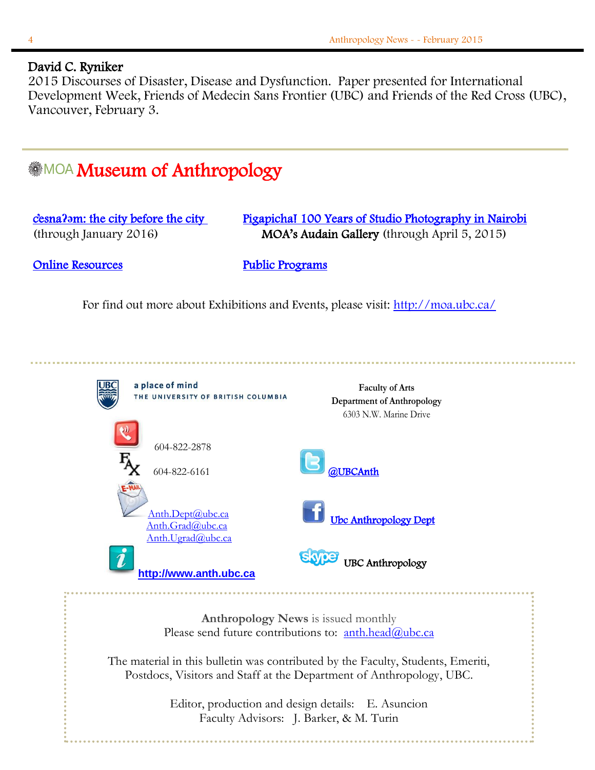**David C. Ryniker**
2015 Discourses of Disaster, Disease and Dysfunction. Paper presented for International Development Week, Friends of Medecin Sans Frontier (UBC) and Friends of the Red Cross (UBC), Vancouver, February 3.

---

## MOA Museum of Anthropology

c̓əsnaʔəm: the city before the city (through January 2016)

Pigapicha! 100 Years of Studio Photography in Nairobi
**MOA's Audain Gallery** (through April 5, 2015)

Online Resources

Public Programs

For find out more about Exhibitions and Events, please visit: http://moa.ubc.ca/

---

a place of mind
THE UNIVERSITY OF BRITISH COLUMBIA

Faculty of Arts
Department of Anthropology
6303 N.W. Marine Drive

604-822-2878

604-822-6161

Anth.Dept@ubc.ca
Anth.Grad@ubc.ca
Anth.Ugrad@ubc.ca

http://www.anth.ubc.ca

@UBCAnth

Ubc Anthropology Dept

UBC Anthropology

---

**Anthropology News** is issued monthly
Please send future contributions to: anth.head@ubc.ca

The material in this bulletin was contributed by the Faculty, Students, Emeriti, Postdocs, Visitors and Staff at the Department of Anthropology, UBC.

Editor, production and design details: E. Asuncion
Faculty Advisors: J. Barker, & M. Turin